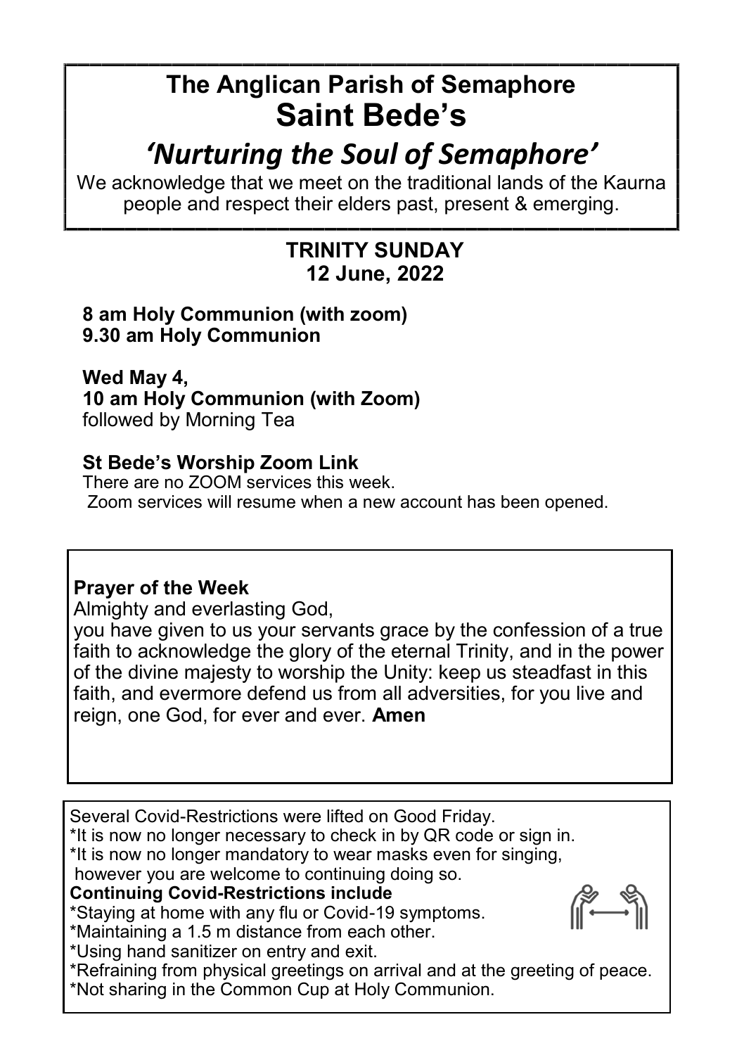# The Anglican Parish of Semaphore
# Saint Bede's

## *'Nurturing the Soul of Semaphore'*

We acknowledge that we meet on the traditional lands of the Kaurna people and respect their elders past, present & emerging.

**TRINITY SUNDAY**
**12 June, 2022**

**8 am Holy Communion (with zoom)**
**9.30 am Holy Communion**

**Wed May 4,**
**10 am Holy Communion (with Zoom)**
followed by Morning Tea

**St Bede's Worship Zoom Link**
There are no ZOOM services this week.
Zoom services will resume when a new account has been opened.

**Prayer of the Week**
Almighty and everlasting God,
you have given to us your servants grace by the confession of a true faith to acknowledge the glory of the eternal Trinity, and in the power of the divine majesty to worship the Unity: keep us steadfast in this faith, and evermore defend us from all adversities, for you live and reign, one God, for ever and ever. **Amen**

Several Covid-Restrictions were lifted on Good Friday.
*It is now no longer necessary to check in by QR code or sign in.
*It is now no longer mandatory to wear masks even for singing, however you are welcome to continuing doing so.

**Continuing Covid-Restrictions include**
*Staying at home with any flu or Covid-19 symptoms.
*Maintaining a 1.5 m distance from each other.
*Using hand sanitizer on entry and exit.
*Refraining from physical greetings on arrival and at the greeting of peace.
*Not sharing in the Common Cup at Holy Communion.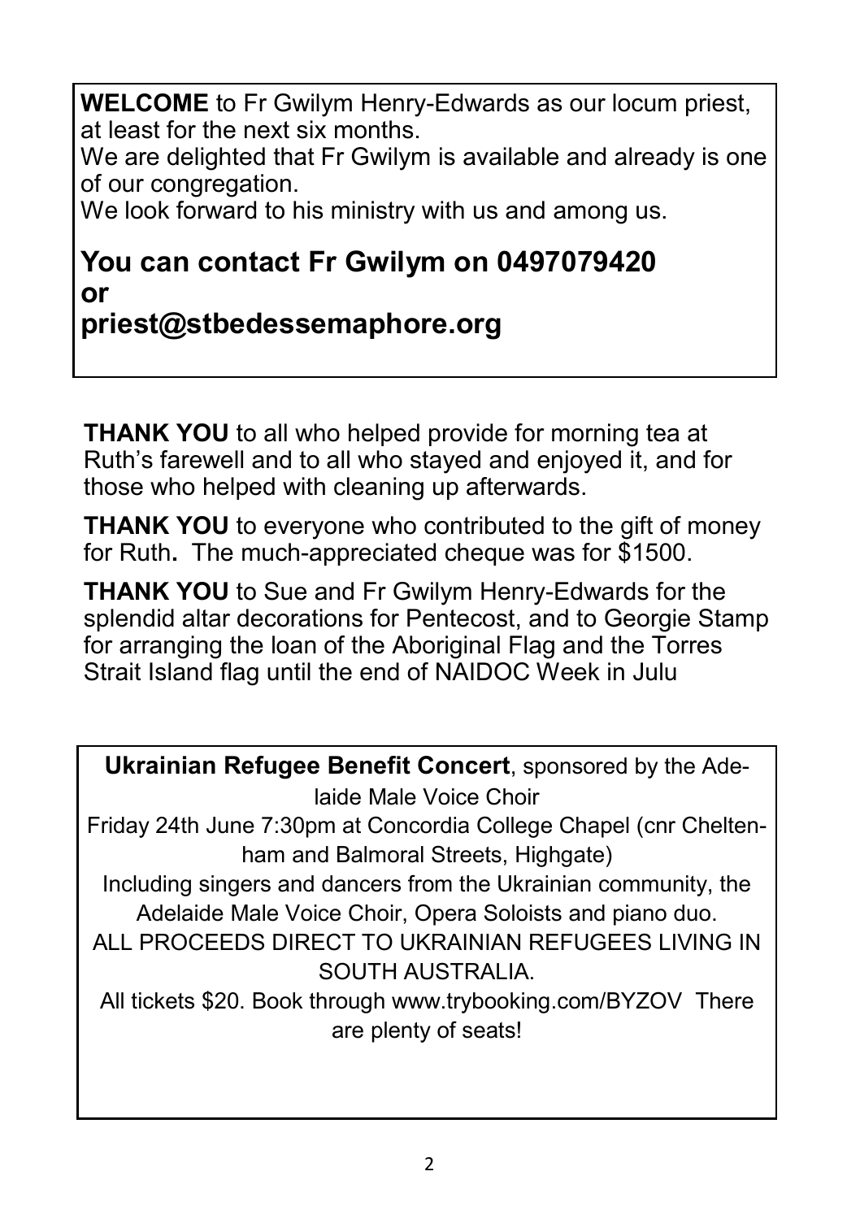**WELCOME** to Fr Gwilym Henry-Edwards as our locum priest, at least for the next six months.

We are delighted that Fr Gwilym is available and already is one of our congregation.

We look forward to his ministry with us and among us.

**You can contact Fr Gwilym on 0497079420**
**or**
**priest@stbedessemaphore.org**

**THANK YOU** to all who helped provide for morning tea at Ruth's farewell and to all who stayed and enjoyed it, and for those who helped with cleaning up afterwards.

**THANK YOU** to everyone who contributed to the gift of money for Ruth**.** The much-appreciated cheque was for $1500.

**THANK YOU** to Sue and Fr Gwilym Henry-Edwards for the splendid altar decorations for Pentecost, and to Georgie Stamp for arranging the loan of the Aboriginal Flag and the Torres Strait Island flag until the end of NAIDOC Week in Julu

**Ukrainian Refugee Benefit Concert**, sponsored by the Adelaide Male Voice Choir

Friday 24th June 7:30pm at Concordia College Chapel (cnr Cheltenham and Balmoral Streets, Highgate)

Including singers and dancers from the Ukrainian community, the Adelaide Male Voice Choir, Opera Soloists and piano duo.

ALL PROCEEDS DIRECT TO UKRAINIAN REFUGEES LIVING IN SOUTH AUSTRALIA.

All tickets $20. Book through www.trybooking.com/BYZOV There are plenty of seats!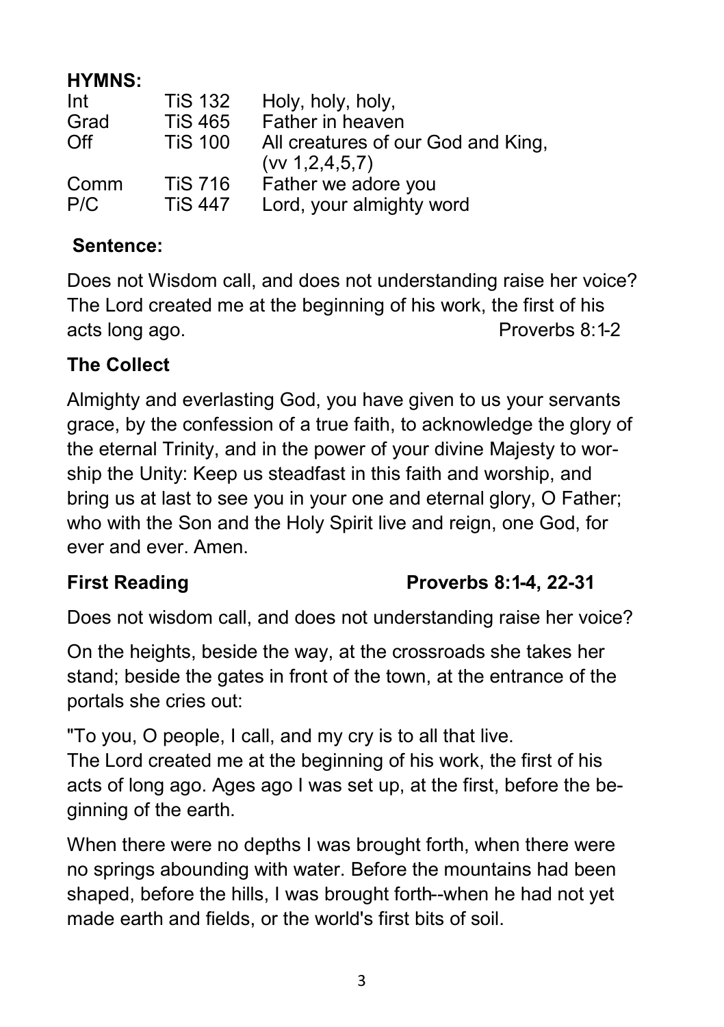**HYMNS:**

| | | |
|---|---|---|
| Int | TiS 132 | Holy, holy, holy, |
| Grad | TiS 465 | Father in heaven |
| Off | TiS 100 | All creatures of our God and King, (vv 1,2,4,5,7) |
| Comm | TiS 716 | Father we adore you |
| P/C | TiS 447 | Lord, your almighty word |

**Sentence:**

Does not Wisdom call, and does not understanding raise her voice? The Lord created me at the beginning of his work, the first of his acts long ago. Proverbs 8:1-2

**The Collect**

Almighty and everlasting God, you have given to us your servants grace, by the confession of a true faith, to acknowledge the glory of the eternal Trinity, and in the power of your divine Majesty to worship the Unity: Keep us steadfast in this faith and worship, and bring us at last to see you in your one and eternal glory, O Father; who with the Son and the Holy Spirit live and reign, one God, for ever and ever. Amen.

**First Reading** **Proverbs 8:1-4, 22-31**

Does not wisdom call, and does not understanding raise her voice?

On the heights, beside the way, at the crossroads she takes her stand; beside the gates in front of the town, at the entrance of the portals she cries out:

"To you, O people, I call, and my cry is to all that live.
The Lord created me at the beginning of his work, the first of his acts of long ago. Ages ago I was set up, at the first, before the beginning of the earth.

When there were no depths I was brought forth, when there were no springs abounding with water. Before the mountains had been shaped, before the hills, I was brought forth--when he had not yet made earth and fields, or the world's first bits of soil.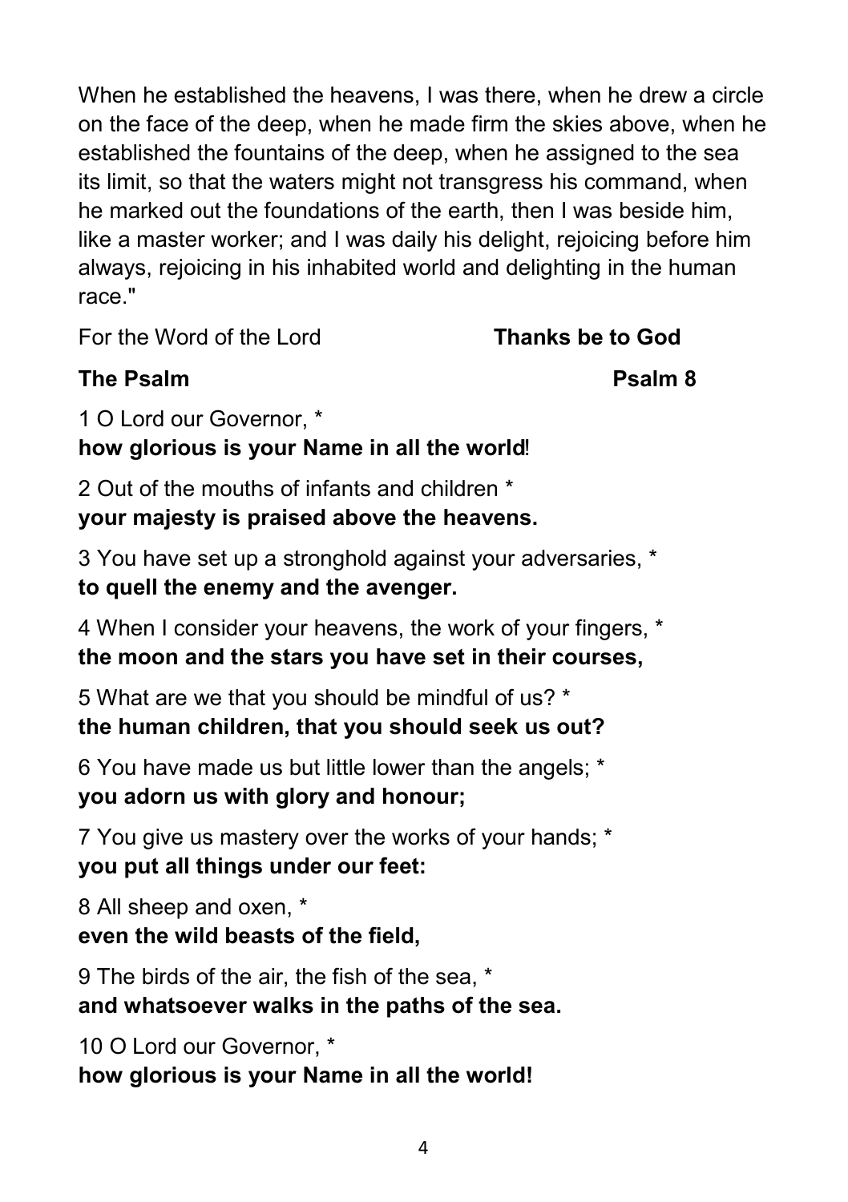When he established the heavens, I was there, when he drew a circle on the face of the deep, when he made firm the skies above, when he established the fountains of the deep, when he assigned to the sea its limit, so that the waters might not transgress his command, when he marked out the foundations of the earth, then I was beside him, like a master worker; and I was daily his delight, rejoicing before him always, rejoicing in his inhabited world and delighting in the human race."

For the Word of the Lord **Thanks be to God**

**The Psalm** **Psalm 8**

1 O Lord our Governor, *
**how glorious is your Name in all the world!**

2 Out of the mouths of infants and children *
**your majesty is praised above the heavens.**

3 You have set up a stronghold against your adversaries, *
**to quell the enemy and the avenger.**

4 When I consider your heavens, the work of your fingers, *
**the moon and the stars you have set in their courses,**

5 What are we that you should be mindful of us? *
**the human children, that you should seek us out?**

6 You have made us but little lower than the angels; *
**you adorn us with glory and honour;**

7 You give us mastery over the works of your hands; *
**you put all things under our feet:**

8 All sheep and oxen, *
**even the wild beasts of the field,**

9 The birds of the air, the fish of the sea, *
**and whatsoever walks in the paths of the sea.**

10 O Lord our Governor, *
**how glorious is your Name in all the world!**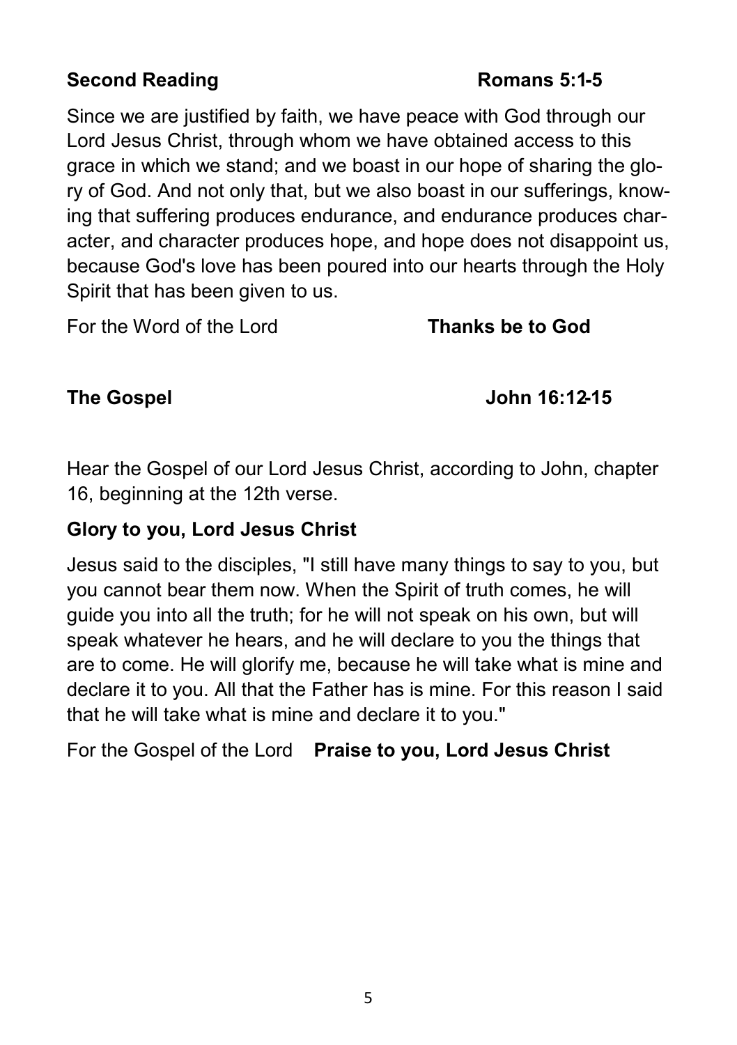**Second Reading** **Romans 5:1-5**

Since we are justified by faith, we have peace with God through our Lord Jesus Christ, through whom we have obtained access to this grace in which we stand; and we boast in our hope of sharing the glory of God. And not only that, but we also boast in our sufferings, knowing that suffering produces endurance, and endurance produces character, and character produces hope, and hope does not disappoint us, because God's love has been poured into our hearts through the Holy Spirit that has been given to us.

For the Word of the Lord **Thanks be to God**

**The Gospel** **John 16:12-15**

Hear the Gospel of our Lord Jesus Christ, according to John, chapter 16, beginning at the 12th verse.

**Glory to you, Lord Jesus Christ**

Jesus said to the disciples, "I still have many things to say to you, but you cannot bear them now. When the Spirit of truth comes, he will guide you into all the truth; for he will not speak on his own, but will speak whatever he hears, and he will declare to you the things that are to come. He will glorify me, because he will take what is mine and declare it to you. All that the Father has is mine. For this reason I said that he will take what is mine and declare it to you."

For the Gospel of the Lord **Praise to you, Lord Jesus Christ**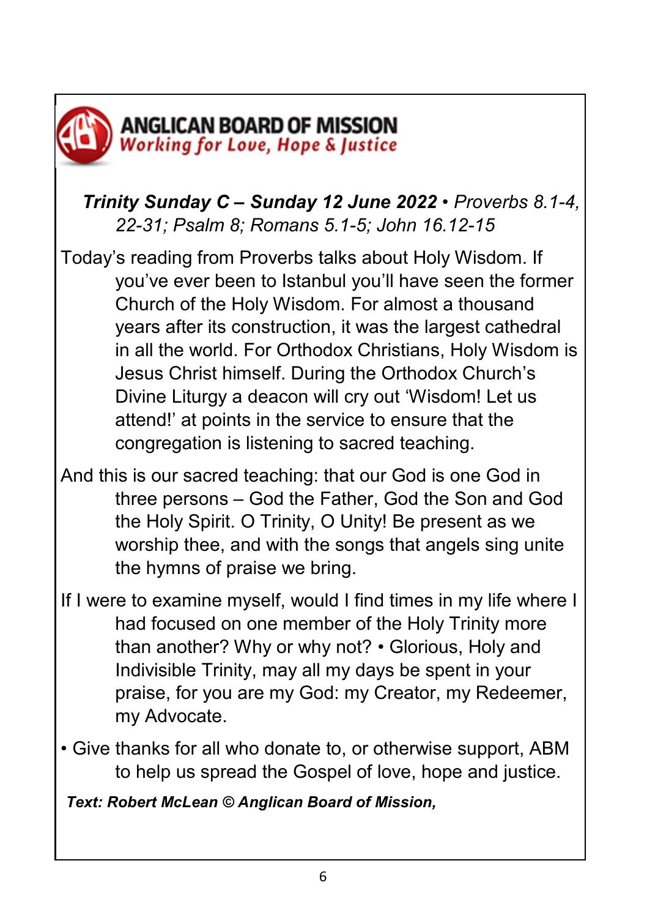**ANGLICAN BOARD OF MISSION**
*Working for Love, Hope & Justice*

***Trinity Sunday C – Sunday 12 June 2022*** *• Proverbs 8.1-4, 22-31; Psalm 8; Romans 5.1-5; John 16.12-15*

Today's reading from Proverbs talks about Holy Wisdom. If you've ever been to Istanbul you'll have seen the former Church of the Holy Wisdom. For almost a thousand years after its construction, it was the largest cathedral in all the world. For Orthodox Christians, Holy Wisdom is Jesus Christ himself. During the Orthodox Church's Divine Liturgy a deacon will cry out 'Wisdom! Let us attend!' at points in the service to ensure that the congregation is listening to sacred teaching.

And this is our sacred teaching: that our God is one God in three persons – God the Father, God the Son and God the Holy Spirit. O Trinity, O Unity! Be present as we worship thee, and with the songs that angels sing unite the hymns of praise we bring.

If I were to examine myself, would I find times in my life where I had focused on one member of the Holy Trinity more than another? Why or why not? • Glorious, Holy and Indivisible Trinity, may all my days be spent in your praise, for you are my God: my Creator, my Redeemer, my Advocate.

• Give thanks for all who donate to, or otherwise support, ABM to help us spread the Gospel of love, hope and justice.

***Text: Robert McLean © Anglican Board of Mission,***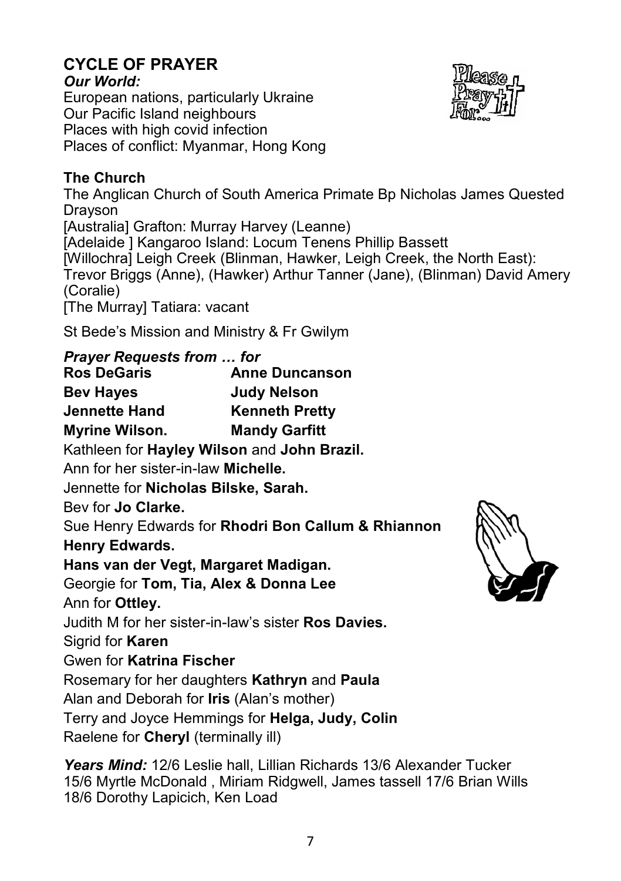## CYCLE OF PRAYER

***Our World:***

European nations, particularly Ukraine
Our Pacific Island neighbours
Places with high covid infection
Places of conflict: Myanmar, Hong Kong

### The Church

The Anglican Church of South America Primate Bp Nicholas James Quested Drayson
[Australia] Grafton: Murray Harvey (Leanne)
[Adelaide ] Kangaroo Island: Locum Tenens Phillip Bassett
[Willochra] Leigh Creek (Blinman, Hawker, Leigh Creek, the North East): Trevor Briggs (Anne), (Hawker) Arthur Tanner (Jane), (Blinman) David Amery (Coralie)
[The Murray] Tatiara: vacant

St Bede's Mission and Ministry & Fr Gwilym

***Prayer Requests from … for***

**Ros DeGaris** **Anne Duncanson**

**Bev Hayes** **Judy Nelson**

**Jennette Hand** **Kenneth Pretty**

**Myrine Wilson.** **Mandy Garfitt**

Kathleen for **Hayley Wilson** and **John Brazil.**

Ann for her sister-in-law **Michelle.**

Jennette for **Nicholas Bilske, Sarah.**

Bev for **Jo Clarke.**

Sue Henry Edwards for **Rhodri Bon Callum & Rhiannon Henry Edwards.**

**Hans van der Vegt, Margaret Madigan.**

Georgie for **Tom, Tia, Alex & Donna Lee**

Ann for **Ottley.**

Judith M for her sister-in-law's sister **Ros Davies.**

Sigrid for **Karen**

Gwen for **Katrina Fischer**

Rosemary for her daughters **Kathryn** and **Paula**

Alan and Deborah for **Iris** (Alan's mother)

Terry and Joyce Hemmings for **Helga, Judy, Colin**

Raelene for **Cheryl** (terminally ill)

***Years Mind:*** 12/6 Leslie hall, Lillian Richards 13/6 Alexander Tucker 15/6 Myrtle McDonald , Miriam Ridgwell, James tassell 17/6 Brian Wills 18/6 Dorothy Lapicich, Ken Load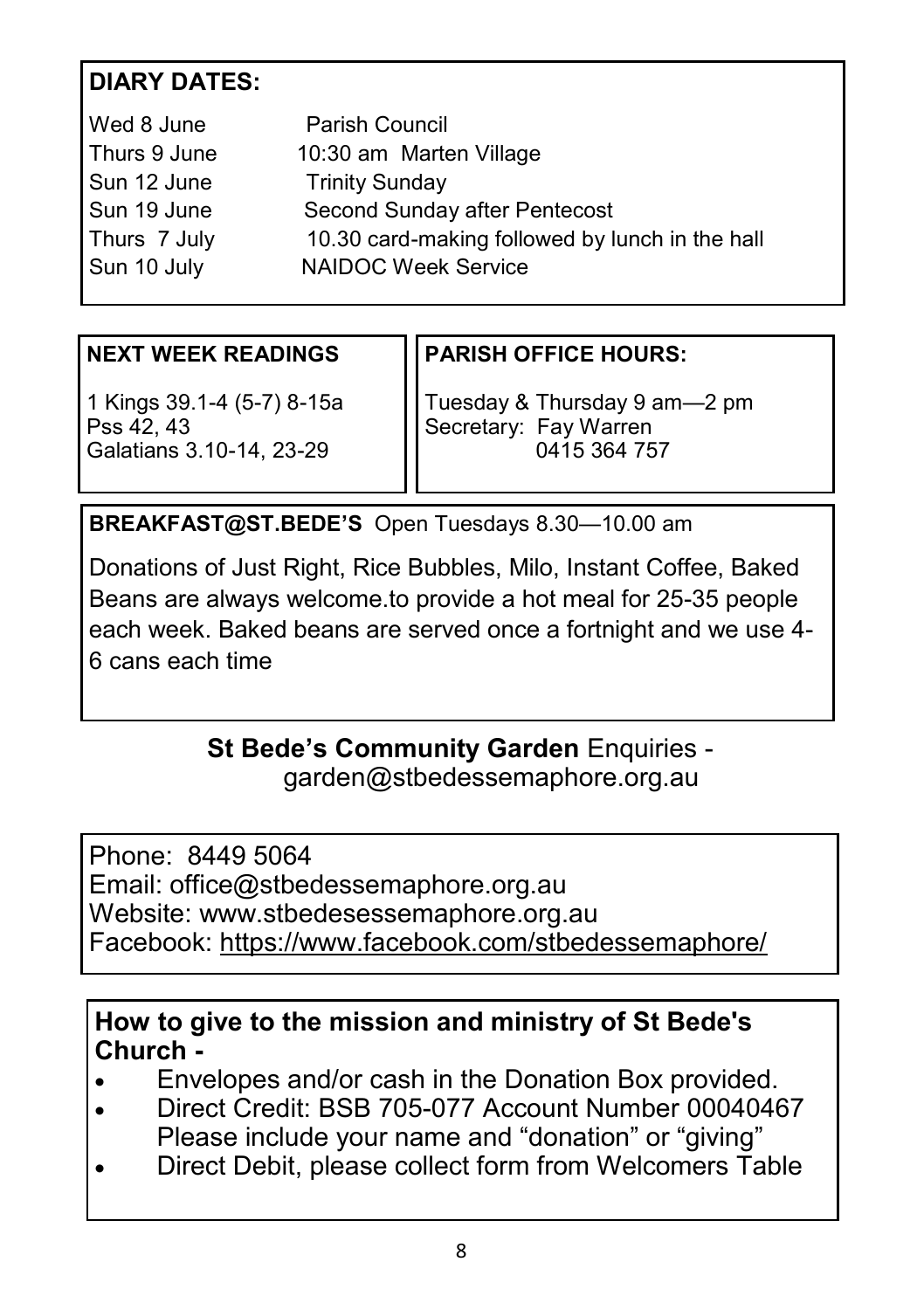## DIARY DATES:

| | |
|---|---|
| Wed 8 June | Parish Council |
| Thurs 9 June | 10:30 am Marten Village |
| Sun 12 June | Trinity Sunday |
| Sun 19 June | Second Sunday after Pentecost |
| Thurs 7 July | 10.30 card-making followed by lunch in the hall |
| Sun 10 July | NAIDOC Week Service |

**NEXT WEEK READINGS**

1 Kings 39.1-4 (5-7) 8-15a
Pss 42, 43
Galatians 3.10-14, 23-29

**PARISH OFFICE HOURS:**

Tuesday & Thursday 9 am—2 pm
Secretary: Fay Warren
0415 364 757

**BREAKFAST@ST.BEDE'S** Open Tuesdays 8.30—10.00 am

Donations of Just Right, Rice Bubbles, Milo, Instant Coffee, Baked Beans are always welcome.to provide a hot meal for 25-35 people each week. Baked beans are served once a fortnight and we use 4-6 cans each time

**St Bede's Community Garden** Enquiries - garden@stbedessemaphore.org.au

Phone: 8449 5064
Email: office@stbedessemaphore.org.au
Website: www.stbedesessemaphore.org.au
Facebook: https://www.facebook.com/stbedessemaphore/

**How to give to the mission and ministry of St Bede's Church -**

- Envelopes and/or cash in the Donation Box provided.
- Direct Credit: BSB 705-077 Account Number 00040467 Please include your name and "donation" or "giving"
- Direct Debit, please collect form from Welcomers Table